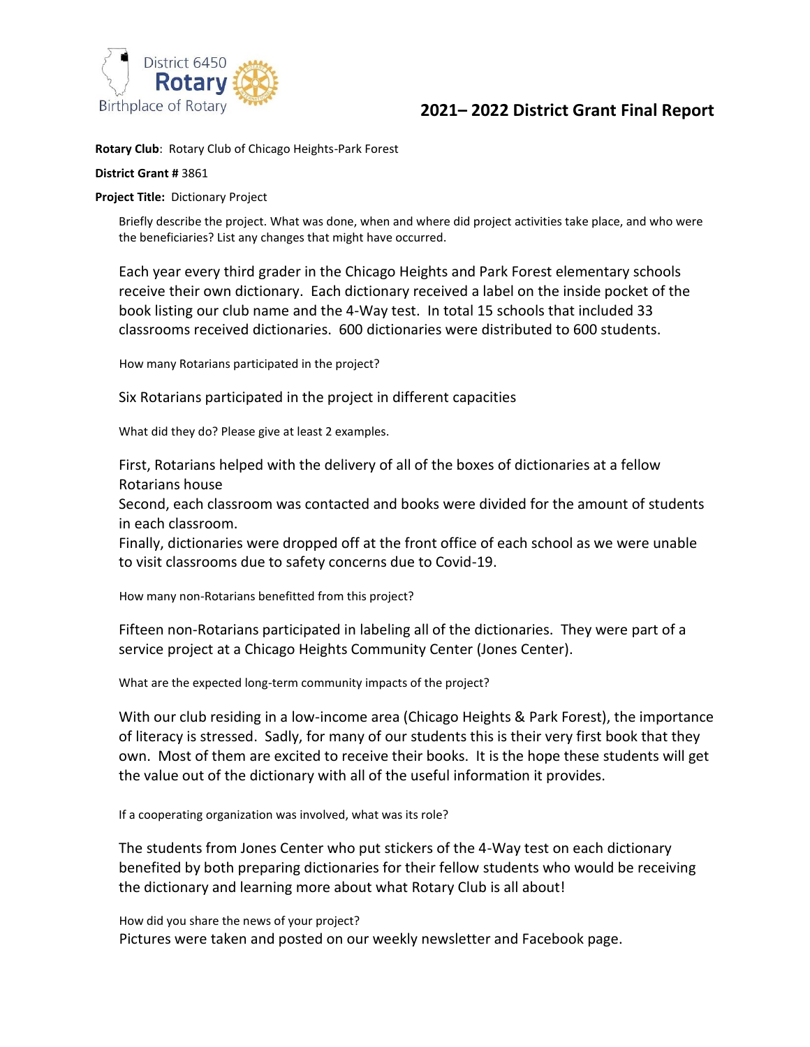District 6450 Rotary Birthplace of Rotary

# 2021– 2022 District Grant Final Report

**Rotary Club**: Rotary Club of Chicago Heights-Park Forest

**District Grant #** 3861

**Project Title:** Dictionary Project

Briefly describe the project. What was done, when and where did project activities take place, and who were the beneficiaries? List any changes that might have occurred.

Each year every third grader in the Chicago Heights and Park Forest elementary schools receive their own dictionary. Each dictionary received a label on the inside pocket of the book listing our club name and the 4-Way test. In total 15 schools that included 33 classrooms received dictionaries. 600 dictionaries were distributed to 600 students.

How many Rotarians participated in the project?

Six Rotarians participated in the project in different capacities

What did they do? Please give at least 2 examples.

First, Rotarians helped with the delivery of all of the boxes of dictionaries at a fellow Rotarians house
Second, each classroom was contacted and books were divided for the amount of students in each classroom.
Finally, dictionaries were dropped off at the front office of each school as we were unable to visit classrooms due to safety concerns due to Covid-19.

How many non-Rotarians benefitted from this project?

Fifteen non-Rotarians participated in labeling all of the dictionaries. They were part of a service project at a Chicago Heights Community Center (Jones Center).

What are the expected long-term community impacts of the project?

With our club residing in a low-income area (Chicago Heights & Park Forest), the importance of literacy is stressed. Sadly, for many of our students this is their very first book that they own. Most of them are excited to receive their books. It is the hope these students will get the value out of the dictionary with all of the useful information it provides.

If a cooperating organization was involved, what was its role?

The students from Jones Center who put stickers of the 4-Way test on each dictionary benefited by both preparing dictionaries for their fellow students who would be receiving the dictionary and learning more about what Rotary Club is all about!

How did you share the news of your project?
Pictures were taken and posted on our weekly newsletter and Facebook page.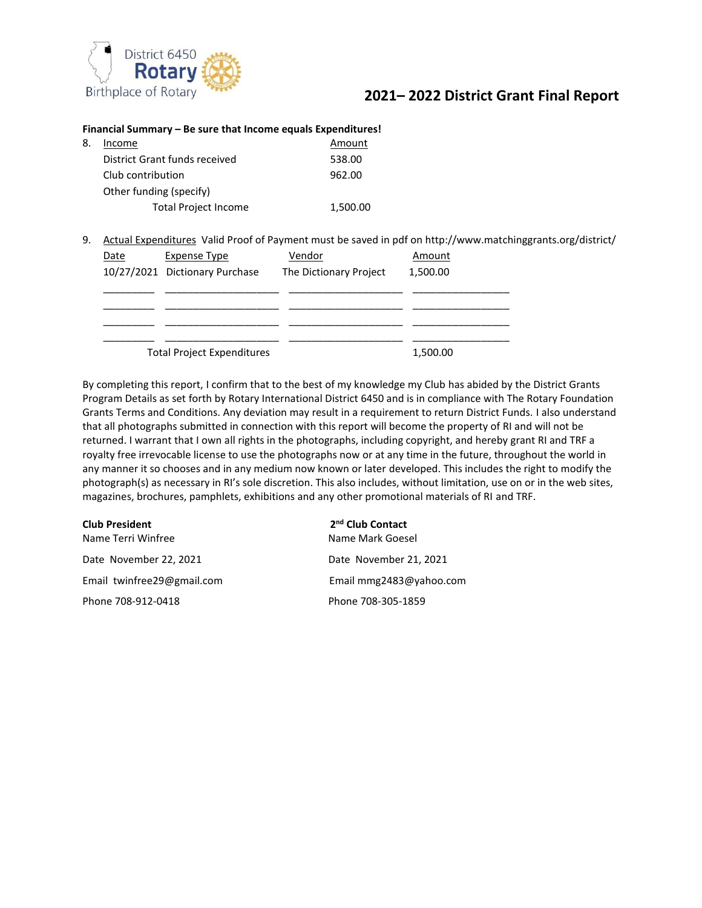District 6450 Rotary
Birthplace of Rotary

# 2021– 2022 District Grant Final Report

**Financial Summary – Be sure that Income equals Expenditures!**

8. Income

| Income | Amount |
|---|---|
| District Grant funds received | 538.00 |
| Club contribution | 962.00 |
| Other funding (specify) | |
| Total Project Income | 1,500.00 |

9. Actual Expenditures Valid Proof of Payment must be saved in pdf on http://www.matchinggrants.org/district/

| Date | Expense Type | Vendor | Amount |
|---|---|---|---|
| 10/27/2021 | Dictionary Purchase | The Dictionary Project | 1,500.00 |
| | | | |
| | | | |
| | | | |
| | | | |
| | Total Project Expenditures | | 1,500.00 |

By completing this report, I confirm that to the best of my knowledge my Club has abided by the District Grants Program Details as set forth by Rotary International District 6450 and is in compliance with The Rotary Foundation Grants Terms and Conditions. Any deviation may result in a requirement to return District Funds. I also understand that all photographs submitted in connection with this report will become the property of RI and will not be returned. I warrant that I own all rights in the photographs, including copyright, and hereby grant RI and TRF a royalty free irrevocable license to use the photographs now or at any time in the future, throughout the world in any manner it so chooses and in any medium now known or later developed. This includes the right to modify the photograph(s) as necessary in RI's sole discretion. This also includes, without limitation, use on or in the web sites, magazines, brochures, pamphlets, exhibitions and any other promotional materials of RI and TRF.

**Club President**
Name Terri Winfree
Date November 22, 2021
Email twinfree29@gmail.com
Phone 708-912-0418

**2nd Club Contact**
Name Mark Goesel
Date November 21, 2021
Email mmg2483@yahoo.com
Phone 708-305-1859